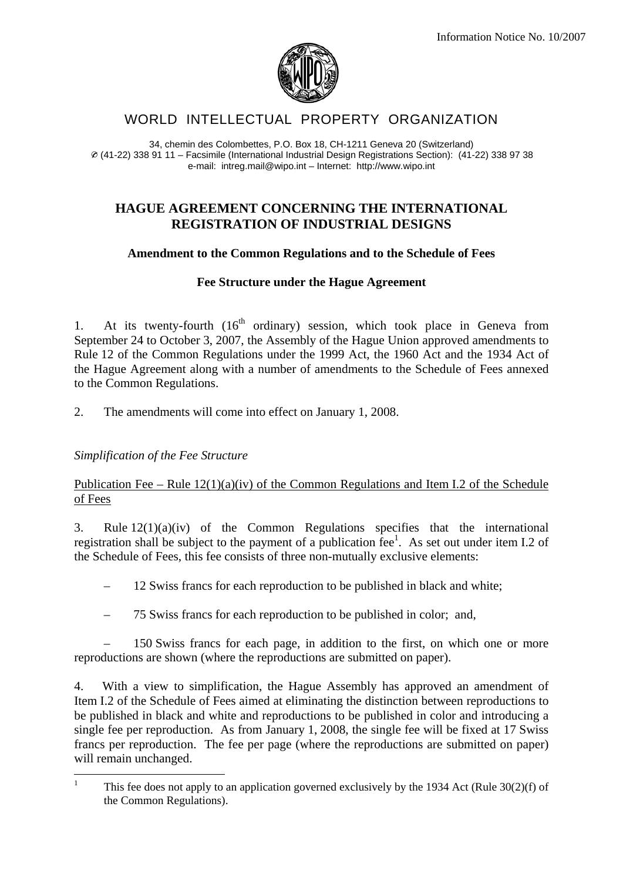Information Notice No. 10/2007

WORLD INTELLECTUAL PROPERTY ORGANIZATION

34, chemin des Colombettes, P.O. Box 18, CH-1211 Geneva 20 (Switzerland)
⌀ (41-22) 338 91 11 – Facsimile (International Industrial Design Registrations Section): (41-22) 338 97 38
e-mail: intreg.mail@wipo.int – Internet: http://www.wipo.int

# HAGUE AGREEMENT CONCERNING THE INTERNATIONAL REGISTRATION OF INDUSTRIAL DESIGNS

## Amendment to the Common Regulations and to the Schedule of Fees

## Fee Structure under the Hague Agreement

1. At its twenty-fourth (16th ordinary) session, which took place in Geneva from September 24 to October 3, 2007, the Assembly of the Hague Union approved amendments to Rule 12 of the Common Regulations under the 1999 Act, the 1960 Act and the 1934 Act of the Hague Agreement along with a number of amendments to the Schedule of Fees annexed to the Common Regulations.

2. The amendments will come into effect on January 1, 2008.

*Simplification of the Fee Structure*

Publication Fee – Rule 12(1)(a)(iv) of the Common Regulations and Item I.2 of the Schedule of Fees

3. Rule 12(1)(a)(iv) of the Common Regulations specifies that the international registration shall be subject to the payment of a publication fee[1]. As set out under item I.2 of the Schedule of Fees, this fee consists of three non-mutually exclusive elements:

- 12 Swiss francs for each reproduction to be published in black and white;
- 75 Swiss francs for each reproduction to be published in color; and,
- 150 Swiss francs for each page, in addition to the first, on which one or more reproductions are shown (where the reproductions are submitted on paper).

4. With a view to simplification, the Hague Assembly has approved an amendment of Item I.2 of the Schedule of Fees aimed at eliminating the distinction between reproductions to be published in black and white and reproductions to be published in color and introducing a single fee per reproduction. As from January 1, 2008, the single fee will be fixed at 17 Swiss francs per reproduction. The fee per page (where the reproductions are submitted on paper) will remain unchanged.

[1] This fee does not apply to an application governed exclusively by the 1934 Act (Rule 30(2)(f) of the Common Regulations).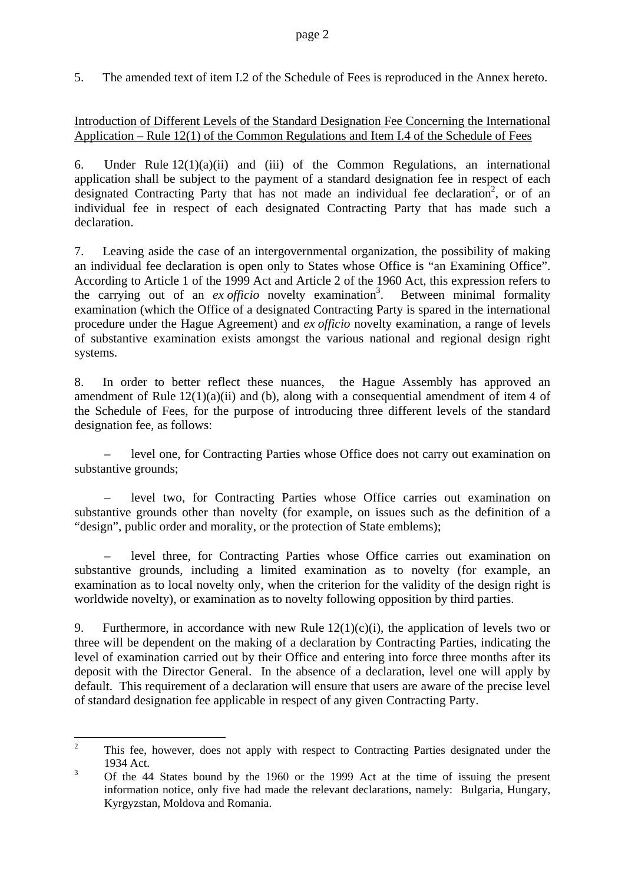5. The amended text of item I.2 of the Schedule of Fees is reproduced in the Annex hereto.

Introduction of Different Levels of the Standard Designation Fee Concerning the International Application – Rule 12(1) of the Common Regulations and Item I.4 of the Schedule of Fees

6. Under Rule 12(1)(a)(ii) and (iii) of the Common Regulations, an international application shall be subject to the payment of a standard designation fee in respect of each designated Contracting Party that has not made an individual fee declaration[2], or of an individual fee in respect of each designated Contracting Party that has made such a declaration.

7. Leaving aside the case of an intergovernmental organization, the possibility of making an individual fee declaration is open only to States whose Office is "an Examining Office". According to Article 1 of the 1999 Act and Article 2 of the 1960 Act, this expression refers to the carrying out of an *ex officio* novelty examination[3]. Between minimal formality examination (which the Office of a designated Contracting Party is spared in the international procedure under the Hague Agreement) and *ex officio* novelty examination, a range of levels of substantive examination exists amongst the various national and regional design right systems.

8. In order to better reflect these nuances, the Hague Assembly has approved an amendment of Rule 12(1)(a)(ii) and (b), along with a consequential amendment of item 4 of the Schedule of Fees, for the purpose of introducing three different levels of the standard designation fee, as follows:

– level one, for Contracting Parties whose Office does not carry out examination on substantive grounds;

– level two, for Contracting Parties whose Office carries out examination on substantive grounds other than novelty (for example, on issues such as the definition of a "design", public order and morality, or the protection of State emblems);

– level three, for Contracting Parties whose Office carries out examination on substantive grounds, including a limited examination as to novelty (for example, an examination as to local novelty only, when the criterion for the validity of the design right is worldwide novelty), or examination as to novelty following opposition by third parties.

9. Furthermore, in accordance with new Rule 12(1)(c)(i), the application of levels two or three will be dependent on the making of a declaration by Contracting Parties, indicating the level of examination carried out by their Office and entering into force three months after its deposit with the Director General. In the absence of a declaration, level one will apply by default. This requirement of a declaration will ensure that users are aware of the precise level of standard designation fee applicable in respect of any given Contracting Party.

---

[2] This fee, however, does not apply with respect to Contracting Parties designated under the 1934 Act.

[3] Of the 44 States bound by the 1960 or the 1999 Act at the time of issuing the present information notice, only five had made the relevant declarations, namely: Bulgaria, Hungary, Kyrgyzstan, Moldova and Romania.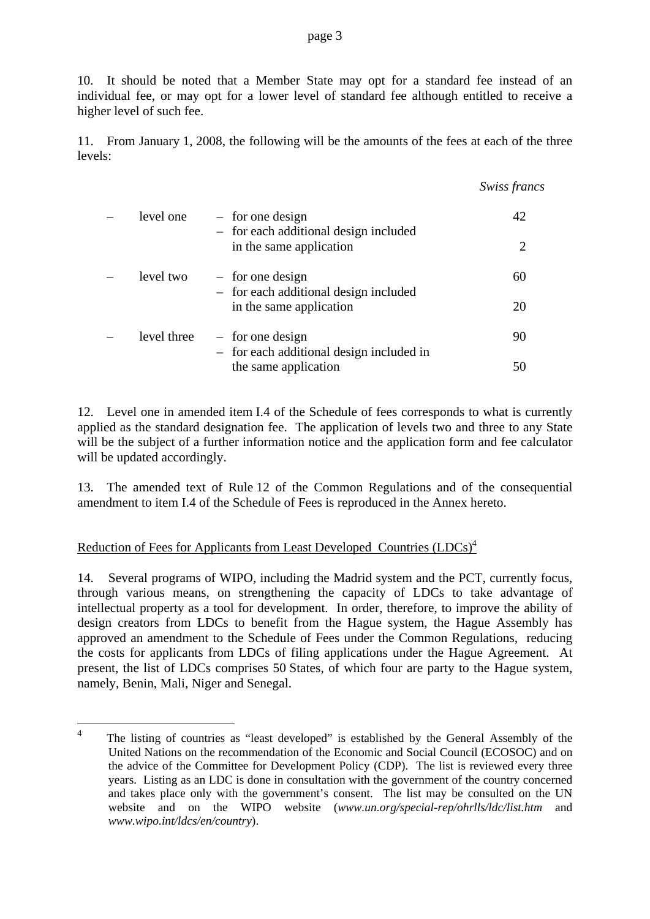10. It should be noted that a Member State may opt for a standard fee instead of an individual fee, or may opt for a lower level of standard fee although entitled to receive a higher level of such fee.

11. From January 1, 2008, the following will be the amounts of the fees at each of the three levels:

| | | *Swiss francs* |
|---|---|---|
| – level one | – for one design | 42 |
| | – for each additional design included in the same application | 2 |
| – level two | – for one design | 60 |
| | – for each additional design included in the same application | 20 |
| – level three | – for one design | 90 |
| | – for each additional design included in the same application | 50 |

12. Level one in amended item I.4 of the Schedule of fees corresponds to what is currently applied as the standard designation fee. The application of levels two and three to any State will be the subject of a further information notice and the application form and fee calculator will be updated accordingly.

13. The amended text of Rule 12 of the Common Regulations and of the consequential amendment to item I.4 of the Schedule of Fees is reproduced in the Annex hereto.

Reduction of Fees for Applicants from Least Developed Countries (LDCs)[4]

14. Several programs of WIPO, including the Madrid system and the PCT, currently focus, through various means, on strengthening the capacity of LDCs to take advantage of intellectual property as a tool for development. In order, therefore, to improve the ability of design creators from LDCs to benefit from the Hague system, the Hague Assembly has approved an amendment to the Schedule of Fees under the Common Regulations, reducing the costs for applicants from LDCs of filing applications under the Hague Agreement. At present, the list of LDCs comprises 50 States, of which four are party to the Hague system, namely, Benin, Mali, Niger and Senegal.

[4] The listing of countries as "least developed" is established by the General Assembly of the United Nations on the recommendation of the Economic and Social Council (ECOSOC) and on the advice of the Committee for Development Policy (CDP). The list is reviewed every three years. Listing as an LDC is done in consultation with the government of the country concerned and takes place only with the government's consent. The list may be consulted on the UN website and on the WIPO website (*www.un.org/special-rep/ohrlls/ldc/list.htm* and *www.wipo.int/ldcs/en/country*).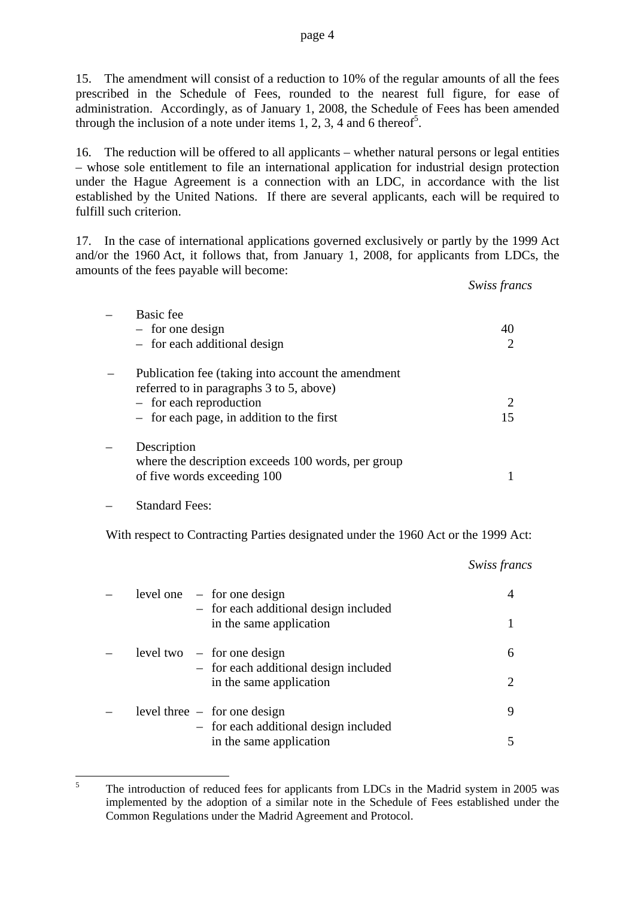15. The amendment will consist of a reduction to 10% of the regular amounts of all the fees prescribed in the Schedule of Fees, rounded to the nearest full figure, for ease of administration. Accordingly, as of January 1, 2008, the Schedule of Fees has been amended through the inclusion of a note under items 1, 2, 3, 4 and 6 thereof[5].

16. The reduction will be offered to all applicants – whether natural persons or legal entities – whose sole entitlement to file an international application for industrial design protection under the Hague Agreement is a connection with an LDC, in accordance with the list established by the United Nations. If there are several applicants, each will be required to fulfill such criterion.

17. In the case of international applications governed exclusively or partly by the 1999 Act and/or the 1960 Act, it follows that, from January 1, 2008, for applicants from LDCs, the amounts of the fees payable will become:

| | *Swiss francs* |
|---|---|
| – Basic fee | |
| – for one design | 40 |
| – for each additional design | 2 |
| – Publication fee (taking into account the amendment referred to in paragraphs 3 to 5, above) | |
| – for each reproduction | 2 |
| – for each page, in addition to the first | 15 |
| – Description where the description exceeds 100 words, per group of five words exceeding 100 | 1 |

– Standard Fees:

With respect to Contracting Parties designated under the 1960 Act or the 1999 Act:

| | | *Swiss francs* |
|---|---|---|
| – level one | – for one design | 4 |
| | – for each additional design included in the same application | 1 |
| – level two | – for one design | 6 |
| | – for each additional design included in the same application | 2 |
| – level three | – for one design | 9 |
| | – for each additional design included in the same application | 5 |

---

[5] The introduction of reduced fees for applicants from LDCs in the Madrid system in 2005 was implemented by the adoption of a similar note in the Schedule of Fees established under the Common Regulations under the Madrid Agreement and Protocol.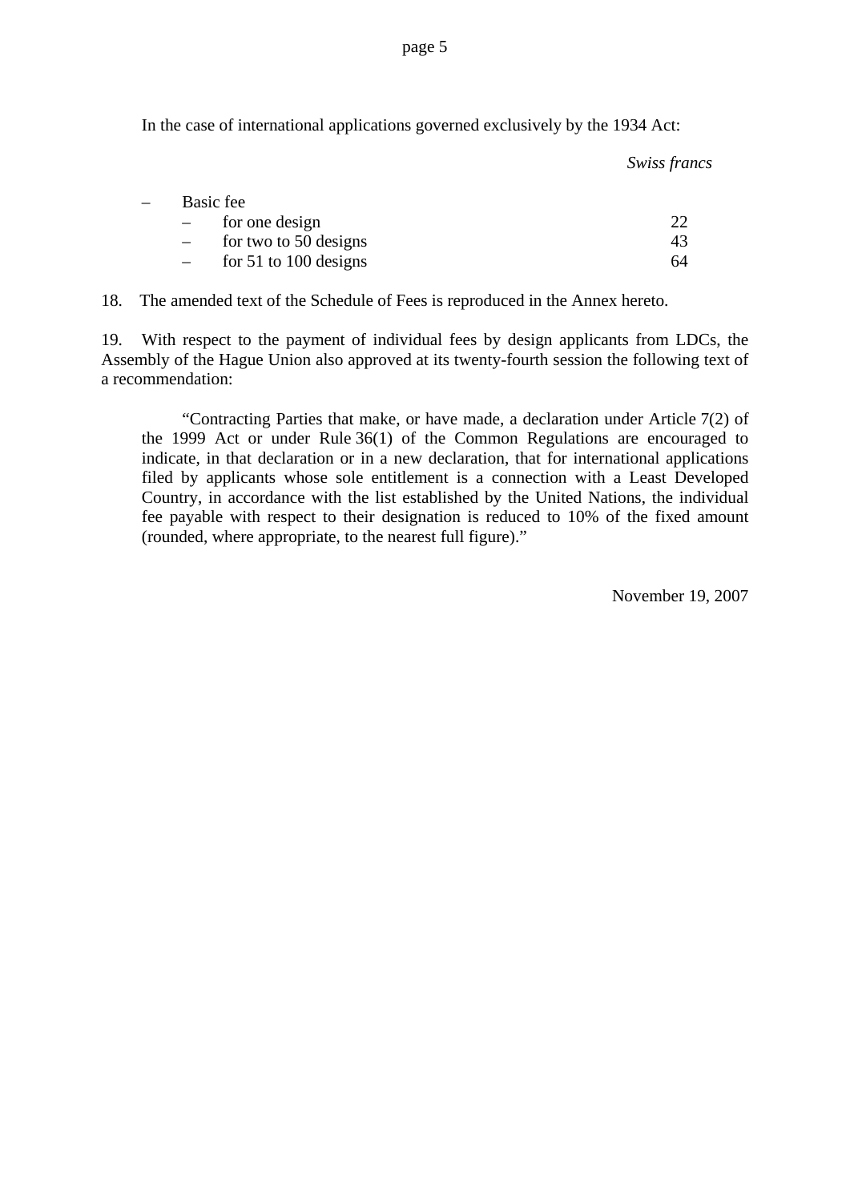In the case of international applications governed exclusively by the 1934 Act:

| | *Swiss francs* |
|---|---|
| – Basic fee | |
| – for one design | 22 |
| – for two to 50 designs | 43 |
| – for 51 to 100 designs | 64 |

18. The amended text of the Schedule of Fees is reproduced in the Annex hereto.

19. With respect to the payment of individual fees by design applicants from LDCs, the Assembly of the Hague Union also approved at its twenty-fourth session the following text of a recommendation:

> "Contracting Parties that make, or have made, a declaration under Article 7(2) of the 1999 Act or under Rule 36(1) of the Common Regulations are encouraged to indicate, in that declaration or in a new declaration, that for international applications filed by applicants whose sole entitlement is a connection with a Least Developed Country, in accordance with the list established by the United Nations, the individual fee payable with respect to their designation is reduced to 10% of the fixed amount (rounded, where appropriate, to the nearest full figure)."

November 19, 2007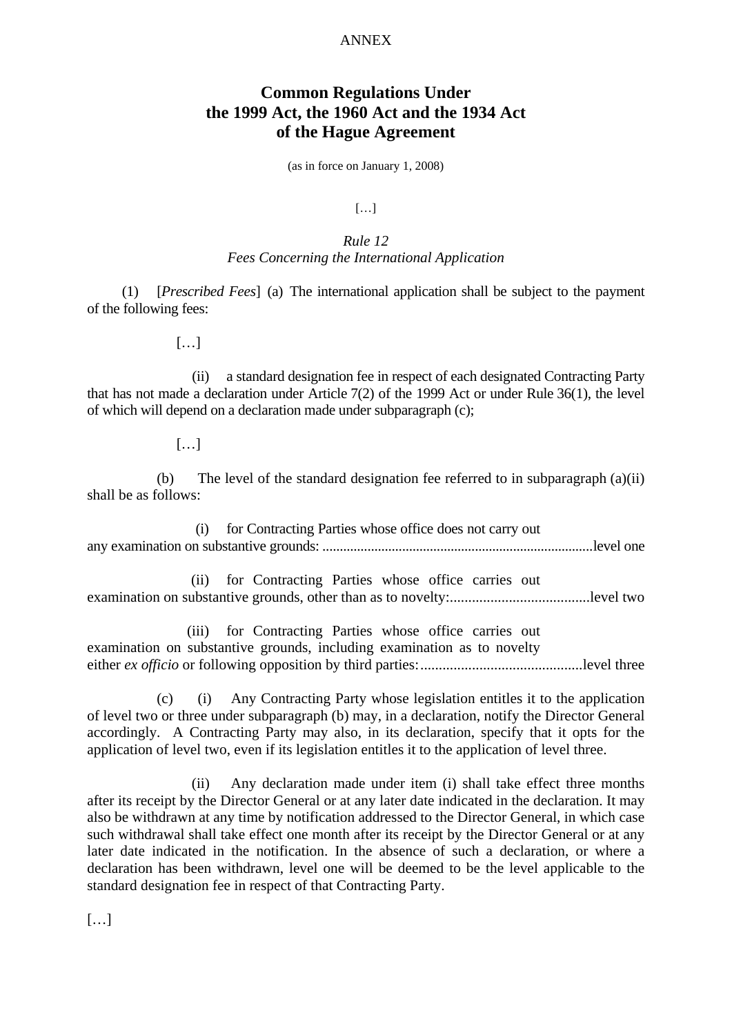ANNEX

# Common Regulations Under the 1999 Act, the 1960 Act and the 1934 Act of the Hague Agreement

(as in force on January 1, 2008)

[…]

*Rule 12*
*Fees Concerning the International Application*

(1) [*Prescribed Fees*] (a) The international application shall be subject to the payment of the following fees:

[…]

(ii) a standard designation fee in respect of each designated Contracting Party that has not made a declaration under Article 7(2) of the 1999 Act or under Rule 36(1), the level of which will depend on a declaration made under subparagraph (c);

[…]

(b) The level of the standard designation fee referred to in subparagraph (a)(ii) shall be as follows:

(i) for Contracting Parties whose office does not carry out any examination on substantive grounds: ..........................................................................level one

(ii) for Contracting Parties whose office carries out examination on substantive grounds, other than as to novelty:......................................level two

(iii) for Contracting Parties whose office carries out examination on substantive grounds, including examination as to novelty either *ex officio* or following opposition by third parties:............................................level three

(c) (i) Any Contracting Party whose legislation entitles it to the application of level two or three under subparagraph (b) may, in a declaration, notify the Director General accordingly. A Contracting Party may also, in its declaration, specify that it opts for the application of level two, even if its legislation entitles it to the application of level three.

(ii) Any declaration made under item (i) shall take effect three months after its receipt by the Director General or at any later date indicated in the declaration. It may also be withdrawn at any time by notification addressed to the Director General, in which case such withdrawal shall take effect one month after its receipt by the Director General or at any later date indicated in the notification. In the absence of such a declaration, or where a declaration has been withdrawn, level one will be deemed to be the level applicable to the standard designation fee in respect of that Contracting Party.

[…]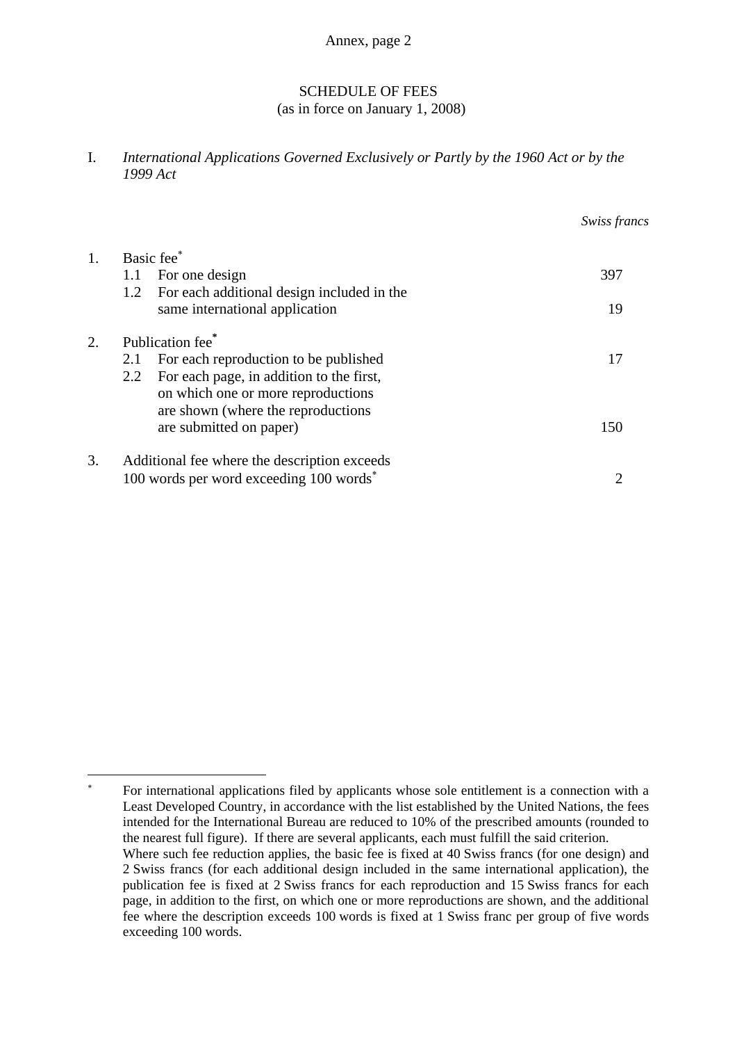SCHEDULE OF FEES
(as in force on January 1, 2008)

I. *International Applications Governed Exclusively or Partly by the 1960 Act or by the 1999 Act*

| | | *Swiss francs* |
|---|---|---|
| 1. | Basic fee* | |
| | 1.1 For one design | 397 |
| | 1.2 For each additional design included in the same international application | 19 |
| 2. | Publication fee* | |
| | 2.1 For each reproduction to be published | 17 |
| | 2.2 For each page, in addition to the first, on which one or more reproductions are shown (where the reproductions are submitted on paper) | 150 |
| 3. | Additional fee where the description exceeds 100 words per word exceeding 100 words* | 2 |

---

* For international applications filed by applicants whose sole entitlement is a connection with a Least Developed Country, in accordance with the list established by the United Nations, the fees intended for the International Bureau are reduced to 10% of the prescribed amounts (rounded to the nearest full figure). If there are several applicants, each must fulfill the said criterion.
Where such fee reduction applies, the basic fee is fixed at 40 Swiss francs (for one design) and 2 Swiss francs (for each additional design included in the same international application), the publication fee is fixed at 2 Swiss francs for each reproduction and 15 Swiss francs for each page, in addition to the first, on which one or more reproductions are shown, and the additional fee where the description exceeds 100 words is fixed at 1 Swiss franc per group of five words exceeding 100 words.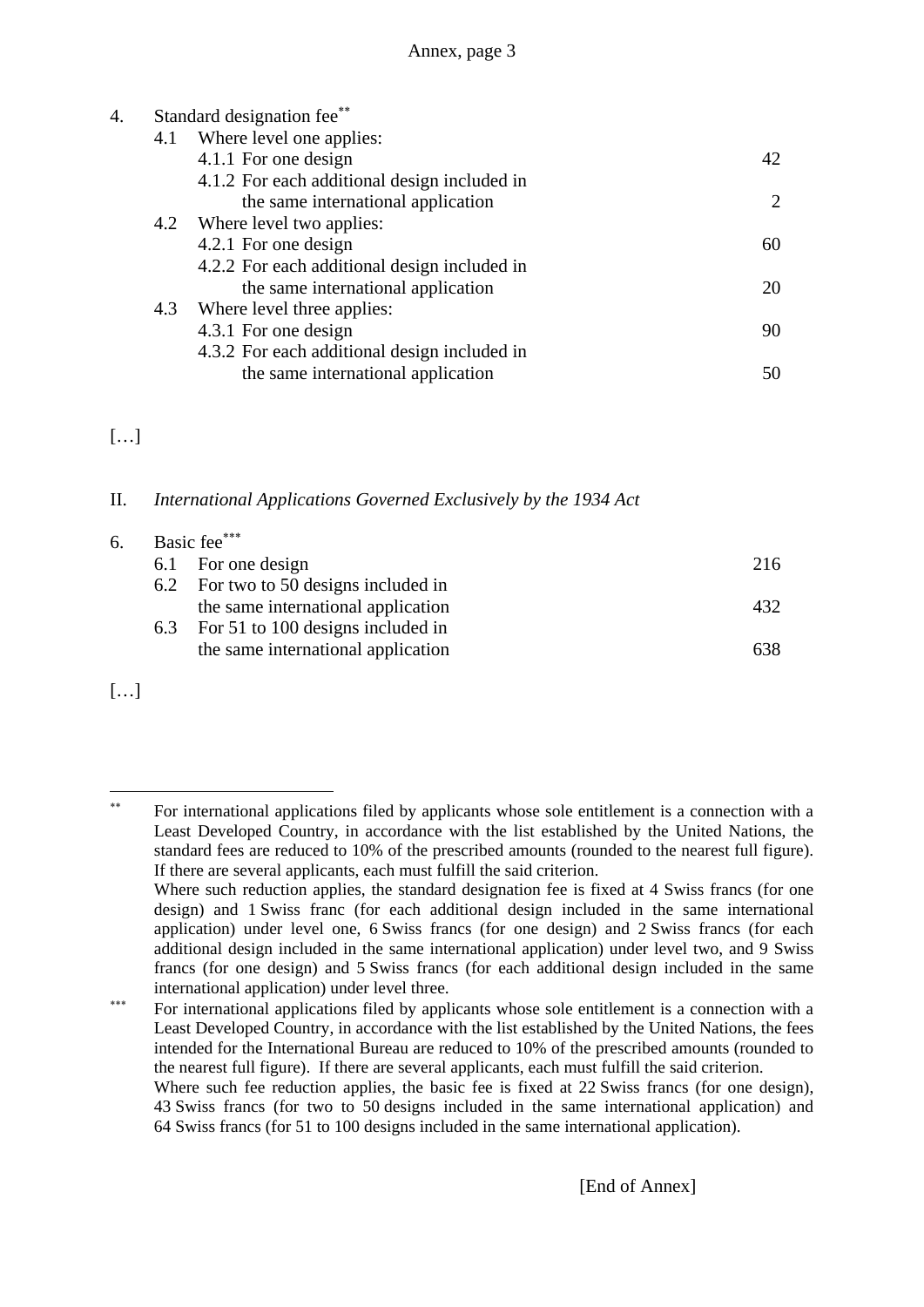4. Standard designation fee[**]

| | | |
|---|---|---|
| 4.1 | Where level one applies: | |
| | 4.1.1 For one design | 42 |
| | 4.1.2 For each additional design included in the same international application | 2 |
| 4.2 | Where level two applies: | |
| | 4.2.1 For one design | 60 |
| | 4.2.2 For each additional design included in the same international application | 20 |
| 4.3 | Where level three applies: | |
| | 4.3.1 For one design | 90 |
| | 4.3.2 For each additional design included in the same international application | 50 |

[…]

## II. *International Applications Governed Exclusively by the 1934 Act*

6. Basic fee[***]

| | | |
|---|---|---|
| 6.1 | For one design | 216 |
| 6.2 | For two to 50 designs included in the same international application | 432 |
| 6.3 | For 51 to 100 designs included in the same international application | 638 |

[…]

---

[**] For international applications filed by applicants whose sole entitlement is a connection with a Least Developed Country, in accordance with the list established by the United Nations, the standard fees are reduced to 10% of the prescribed amounts (rounded to the nearest full figure). If there are several applicants, each must fulfill the said criterion.
Where such reduction applies, the standard designation fee is fixed at 4 Swiss francs (for one design) and 1 Swiss franc (for each additional design included in the same international application) under level one, 6 Swiss francs (for one design) and 2 Swiss francs (for each additional design included in the same international application) under level two, and 9 Swiss francs (for one design) and 5 Swiss francs (for each additional design included in the same international application) under level three.

[***] For international applications filed by applicants whose sole entitlement is a connection with a Least Developed Country, in accordance with the list established by the United Nations, the fees intended for the International Bureau are reduced to 10% of the prescribed amounts (rounded to the nearest full figure). If there are several applicants, each must fulfill the said criterion.
Where such fee reduction applies, the basic fee is fixed at 22 Swiss francs (for one design), 43 Swiss francs (for two to 50 designs included in the same international application) and 64 Swiss francs (for 51 to 100 designs included in the same international application).

[End of Annex]